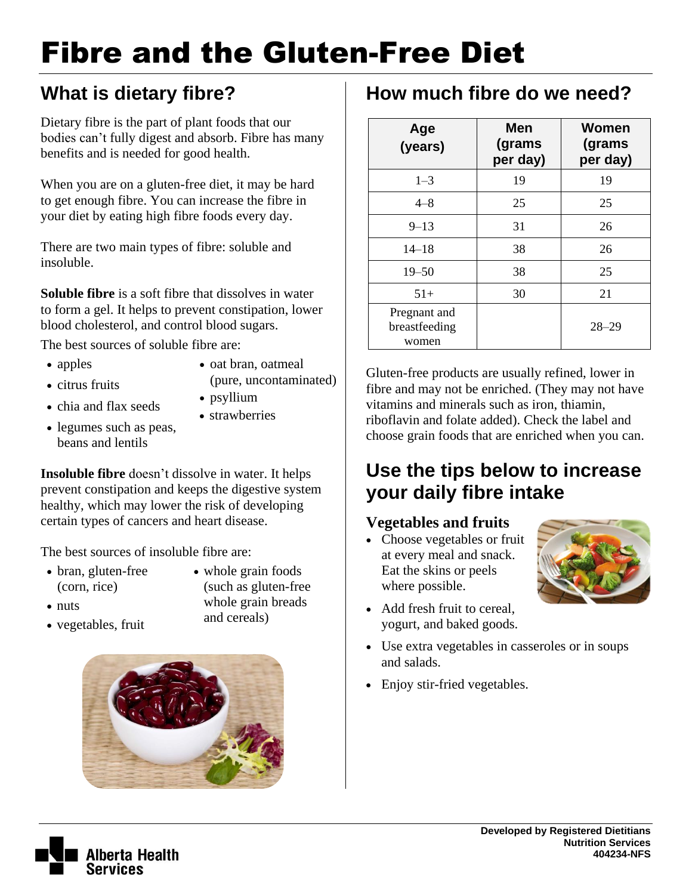# Fibre and the Gluten-Free Diet

## What is dietary fibre?

Dietary fibre is the part of plant foods that our bodies can't fully digest and absorb. Fibre has many benefits and is needed for good health.

When you are on a gluten-free diet, it may be hard to get enough fibre. You can increase the fibre in your diet by eating high fibre foods every day.

There are two main types of fibre: soluble and insoluble.

**Soluble fibre** is a soft fibre that dissolves in water to form a gel. It helps to prevent constipation, lower blood cholesterol, and control blood sugars.

The best sources of soluble fibre are:

- apples
- citrus fruits
- chia and flax seeds
- legumes such as peas, beans and lentils
- oat bran, oatmeal (pure, uncontaminated)
- psyllium
- strawberries

**Insoluble fibre** doesn't dissolve in water. It helps prevent constipation and keeps the digestive system healthy, which may lower the risk of developing certain types of cancers and heart disease.

The best sources of insoluble fibre are:

- bran, gluten-free (corn, rice)
- nuts
- vegetables, fruit
- whole grain foods (such as gluten-free whole grain breads and cereals)

## How much fibre do we need?

| Age (years) | Men (grams per day) | Women (grams per day) |
|---|---|---|
| 1–3 | 19 | 19 |
| 4–8 | 25 | 25 |
| 9–13 | 31 | 26 |
| 14–18 | 38 | 26 |
| 19–50 | 38 | 25 |
| 51+ | 30 | 21 |
| Pregnant and breastfeeding women | | 28–29 |

Gluten-free products are usually refined, lower in fibre and may not be enriched. (They may not have vitamins and minerals such as iron, thiamin, riboflavin and folate added). Check the label and choose grain foods that are enriched when you can.

## Use the tips below to increase your daily fibre intake

### Vegetables and fruits

- Choose vegetables or fruit at every meal and snack. Eat the skins or peels where possible.
- Add fresh fruit to cereal, yogurt, and baked goods.
- Use extra vegetables in casseroles or in soups and salads.
- Enjoy stir-fried vegetables.

Developed by Registered Dietitians
Nutrition Services
404234-NFS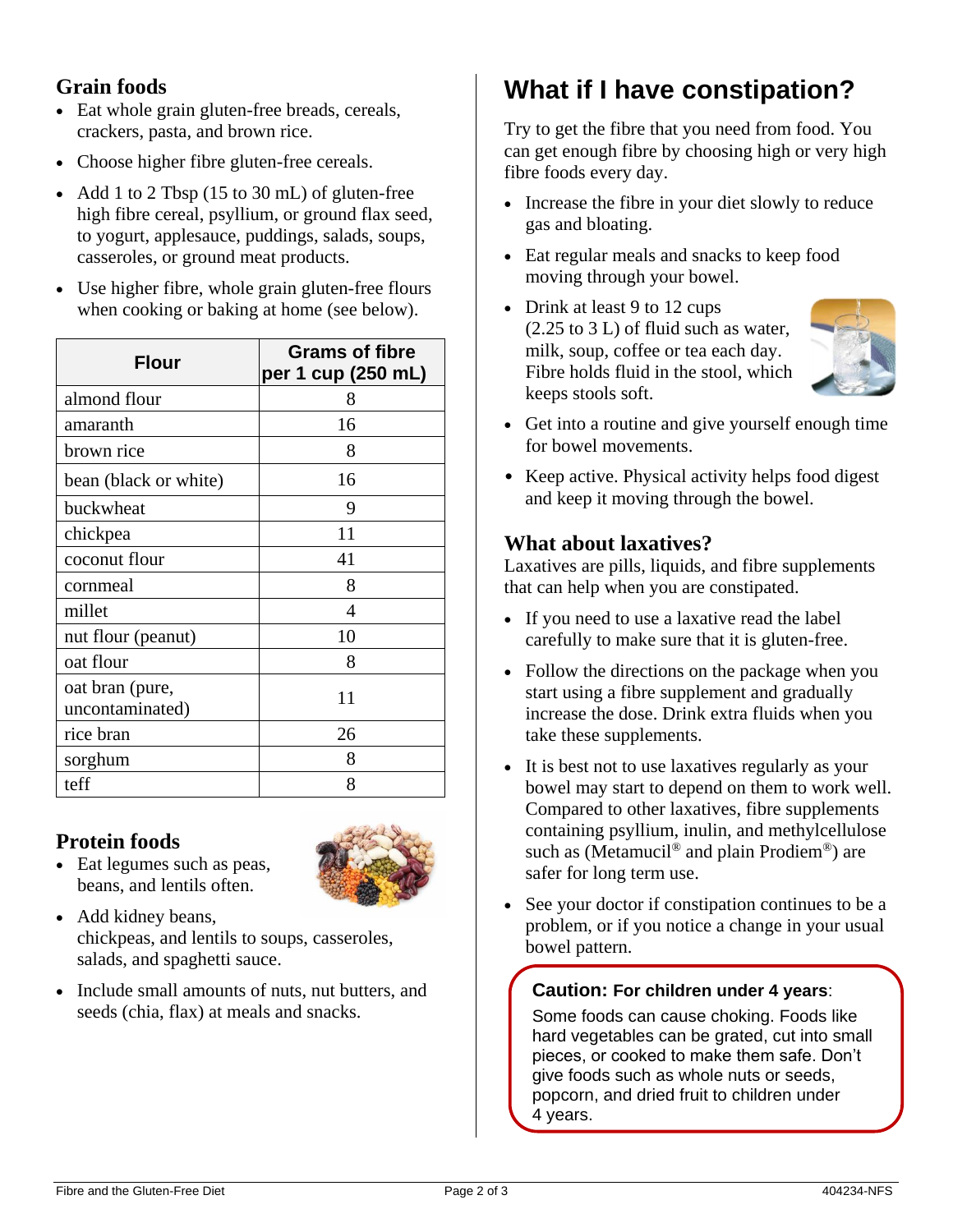### Grain foods

- Eat whole grain gluten-free breads, cereals, crackers, pasta, and brown rice.
- Choose higher fibre gluten-free cereals.
- Add 1 to 2 Tbsp (15 to 30 mL) of gluten-free high fibre cereal, psyllium, or ground flax seed, to yogurt, applesauce, puddings, salads, soups, casseroles, or ground meat products.
- Use higher fibre, whole grain gluten-free flours when cooking or baking at home (see below).

| Flour | Grams of fibre per 1 cup (250 mL) |
|---|---|
| almond flour | 8 |
| amaranth | 16 |
| brown rice | 8 |
| bean (black or white) | 16 |
| buckwheat | 9 |
| chickpea | 11 |
| coconut flour | 41 |
| cornmeal | 8 |
| millet | 4 |
| nut flour (peanut) | 10 |
| oat flour | 8 |
| oat bran (pure, uncontaminated) | 11 |
| rice bran | 26 |
| sorghum | 8 |
| teff | 8 |

### Protein foods

- Eat legumes such as peas, beans, and lentils often.
- Add kidney beans, chickpeas, and lentils to soups, casseroles, salads, and spaghetti sauce.
- Include small amounts of nuts, nut butters, and seeds (chia, flax) at meals and snacks.

## What if I have constipation?

Try to get the fibre that you need from food. You can get enough fibre by choosing high or very high fibre foods every day.

- Increase the fibre in your diet slowly to reduce gas and bloating.
- Eat regular meals and snacks to keep food moving through your bowel.
- Drink at least 9 to 12 cups (2.25 to 3 L) of fluid such as water, milk, soup, coffee or tea each day. Fibre holds fluid in the stool, which keeps stools soft.
- Get into a routine and give yourself enough time for bowel movements.
- Keep active. Physical activity helps food digest and keep it moving through the bowel.

### What about laxatives?

Laxatives are pills, liquids, and fibre supplements that can help when you are constipated.

- If you need to use a laxative read the label carefully to make sure that it is gluten-free.
- Follow the directions on the package when you start using a fibre supplement and gradually increase the dose. Drink extra fluids when you take these supplements.
- It is best not to use laxatives regularly as your bowel may start to depend on them to work well. Compared to other laxatives, fibre supplements containing psyllium, inulin, and methylcellulose such as (Metamucil® and plain Prodiem®) are safer for long term use.
- See your doctor if constipation continues to be a problem, or if you notice a change in your usual bowel pattern.

**Caution: For children under 4 years**:

Some foods can cause choking. Foods like hard vegetables can be grated, cut into small pieces, or cooked to make them safe. Don't give foods such as whole nuts or seeds, popcorn, and dried fruit to children under 4 years.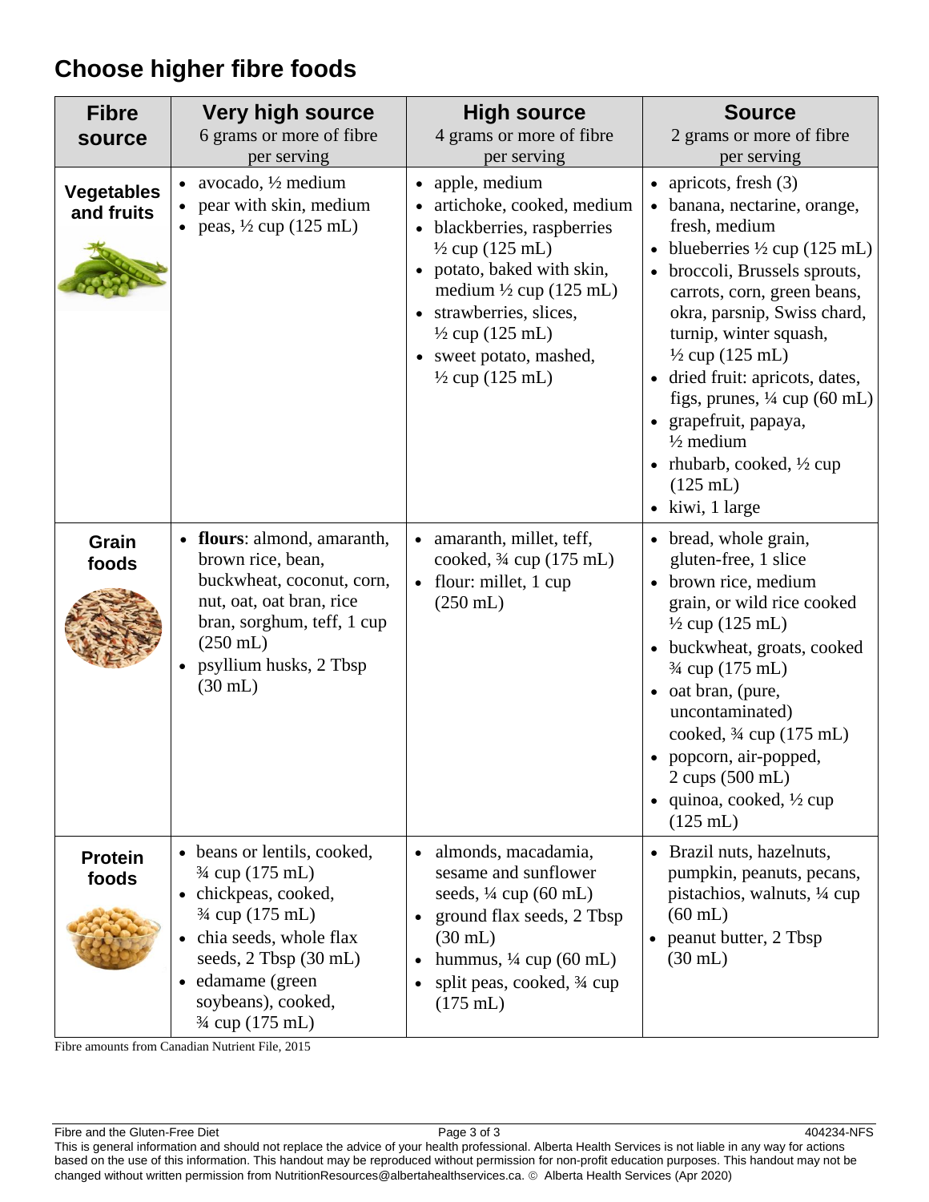## Choose higher fibre foods

| Fibre source | Very high source<br>6 grams or more of fibre per serving | High source<br>4 grams or more of fibre per serving | Source<br>2 grams or more of fibre per serving |
|---|---|---|---|
| Vegetables and fruits | • avocado, ½ medium<br>• pear with skin, medium<br>• peas, ½ cup (125 mL) | • apple, medium<br>• artichoke, cooked, medium<br>• blackberries, raspberries ½ cup (125 mL)<br>• potato, baked with skin, medium ½ cup (125 mL)<br>• strawberries, slices, ½ cup (125 mL)<br>• sweet potato, mashed, ½ cup (125 mL) | • apricots, fresh (3)<br>• banana, nectarine, orange, fresh, medium<br>• blueberries ½ cup (125 mL)<br>• broccoli, Brussels sprouts, carrots, corn, green beans, okra, parsnip, Swiss chard, turnip, winter squash, ½ cup (125 mL)<br>• dried fruit: apricots, dates, figs, prunes, ¼ cup (60 mL)<br>• grapefruit, papaya, ½ medium<br>• rhubarb, cooked, ½ cup (125 mL)<br>• kiwi, 1 large |
| Grain foods | • **flours**: almond, amaranth, brown rice, bean, buckwheat, coconut, corn, nut, oat, oat bran, rice bran, sorghum, teff, 1 cup (250 mL)<br>• psyllium husks, 2 Tbsp (30 mL) | • amaranth, millet, teff, cooked, ¾ cup (175 mL)<br>• flour: millet, 1 cup (250 mL) | • bread, whole grain, gluten-free, 1 slice<br>• brown rice, medium grain, or wild rice cooked ½ cup (125 mL)<br>• buckwheat, groats, cooked ¾ cup (175 mL)<br>• oat bran, (pure, uncontaminated) cooked, ¾ cup (175 mL)<br>• popcorn, air-popped, 2 cups (500 mL)<br>• quinoa, cooked, ½ cup (125 mL) |
| Protein foods | • beans or lentils, cooked, ¾ cup (175 mL)<br>• chickpeas, cooked, ¾ cup (175 mL)<br>• chia seeds, whole flax seeds, 2 Tbsp (30 mL)<br>• edamame (green soybeans), cooked, ¾ cup (175 mL) | • almonds, macadamia, sesame and sunflower seeds, ¼ cup (60 mL)<br>• ground flax seeds, 2 Tbsp (30 mL)<br>• hummus, ¼ cup (60 mL)<br>• split peas, cooked, ¾ cup (175 mL) | • Brazil nuts, hazelnuts, pumpkin, peanuts, pecans, pistachios, walnuts, ¼ cup (60 mL)<br>• peanut butter, 2 Tbsp (30 mL) |

Fibre amounts from Canadian Nutrient File, 2015

This is general information and should not replace the advice of your health professional. Alberta Health Services is not liable in any way for actions based on the use of this information. This handout may be reproduced without permission for non-profit education purposes. This handout may not be changed without written permission from NutritionResources@albertahealthservices.ca. © Alberta Health Services (Apr 2020)